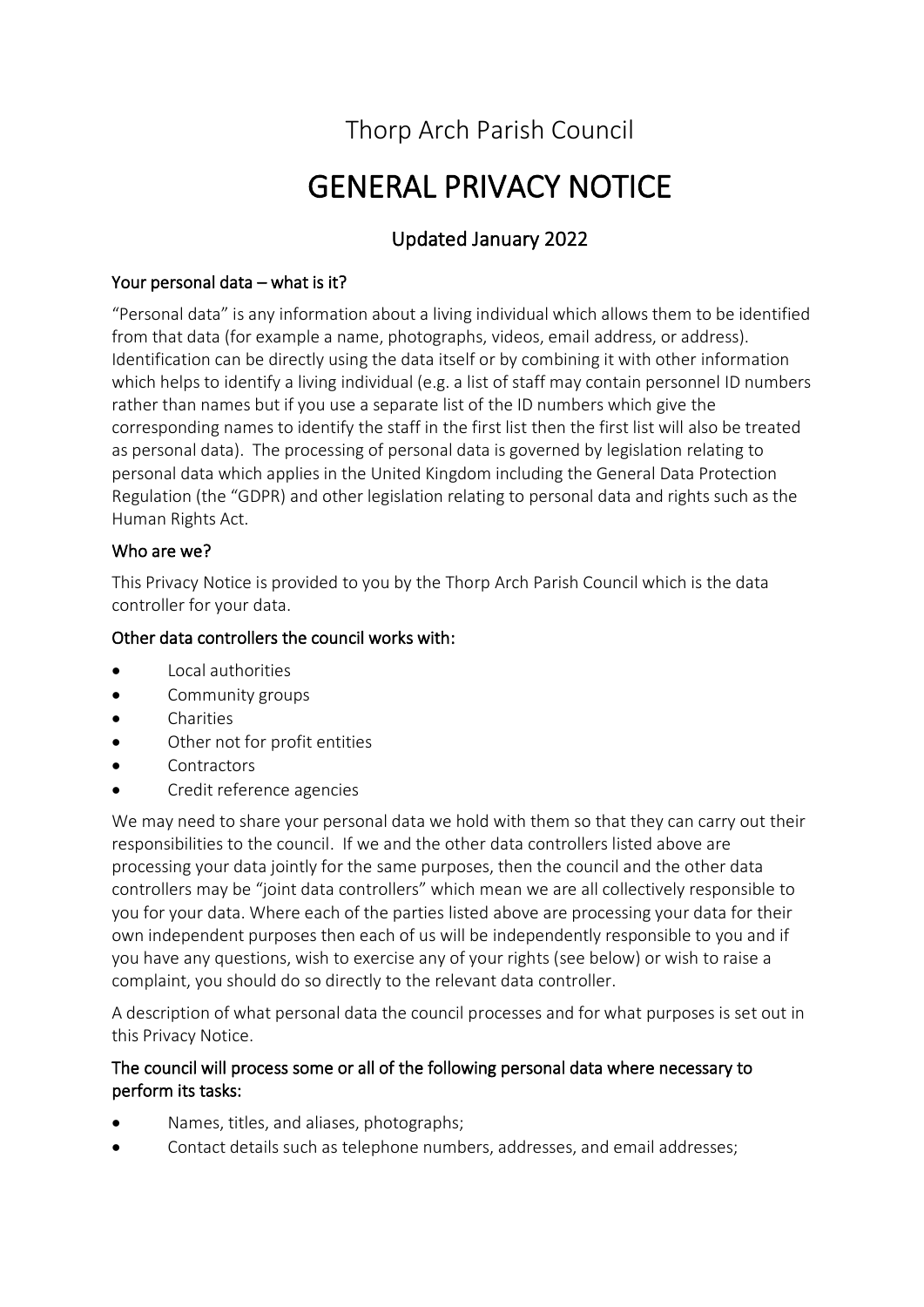Thorp Arch Parish Council

# GENERAL PRIVACY NOTICE

## Updated January 2022

### Your personal data – what is it?

"Personal data" is any information about a living individual which allows them to be identified from that data (for example a name, photographs, videos, email address, or address). Identification can be directly using the data itself or by combining it with other information which helps to identify a living individual (e.g. a list of staff may contain personnel ID numbers rather than names but if you use a separate list of the ID numbers which give the corresponding names to identify the staff in the first list then the first list will also be treated as personal data). The processing of personal data is governed by legislation relating to personal data which applies in the United Kingdom including the General Data Protection Regulation (the "GDPR) and other legislation relating to personal data and rights such as the Human Rights Act.

### Who are we?

This Privacy Notice is provided to you by the Thorp Arch Parish Council which is the data controller for your data.

### Other data controllers the council works with:

- Local authorities
- Community groups
- Charities
- Other not for profit entities
- Contractors
- Credit reference agencies

We may need to share your personal data we hold with them so that they can carry out their responsibilities to the council. If we and the other data controllers listed above are processing your data jointly for the same purposes, then the council and the other data controllers may be "joint data controllers" which mean we are all collectively responsible to you for your data. Where each of the parties listed above are processing your data for their own independent purposes then each of us will be independently responsible to you and if you have any questions, wish to exercise any of your rights (see below) or wish to raise a complaint, you should do so directly to the relevant data controller.

A description of what personal data the council processes and for what purposes is set out in this Privacy Notice.

### The council will process some or all of the following personal data where necessary to perform its tasks:

- Names, titles, and aliases, photographs;
- Contact details such as telephone numbers, addresses, and email addresses;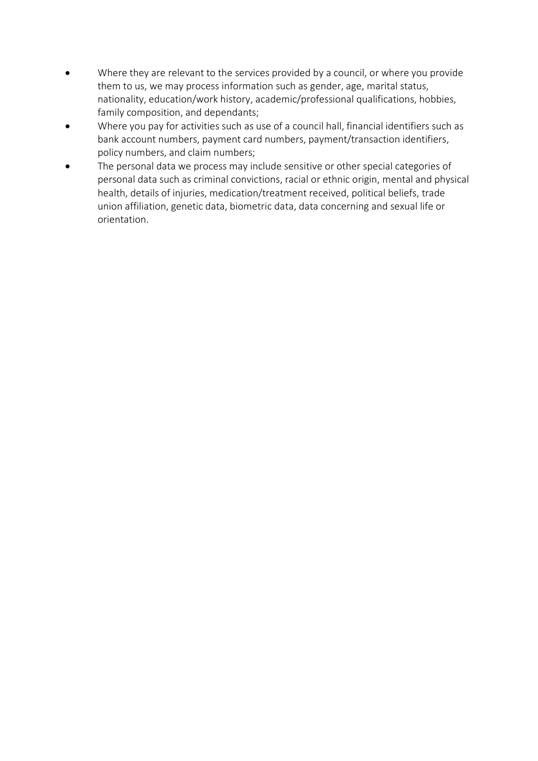- Where they are relevant to the services provided by a council, or where you provide them to us, we may process information such as gender, age, marital status, nationality, education/work history, academic/professional qualifications, hobbies, family composition, and dependants;
- Where you pay for activities such as use of a council hall, financial identifiers such as bank account numbers, payment card numbers, payment/transaction identifiers, policy numbers, and claim numbers;
- The personal data we process may include sensitive or other special categories of personal data such as criminal convictions, racial or ethnic origin, mental and physical health, details of injuries, medication/treatment received, political beliefs, trade union affiliation, genetic data, biometric data, data concerning and sexual life or orientation.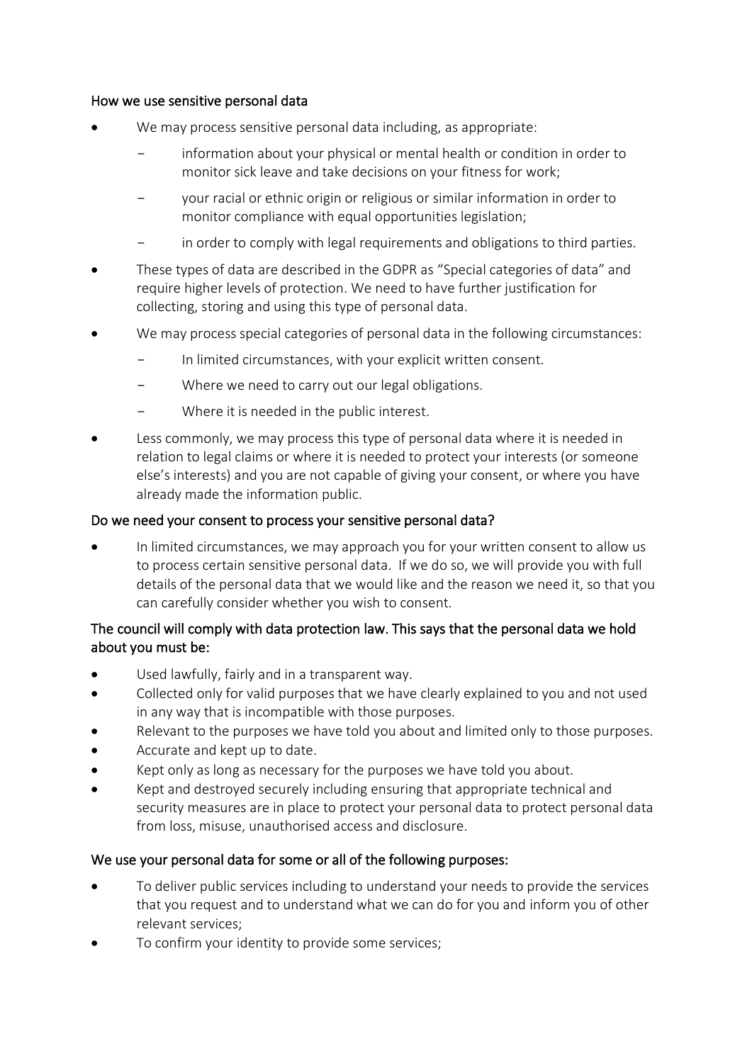## How we use sensitive personal data

- We may process sensitive personal data including, as appropriate:
    - information about your physical or mental health or condition in order to monitor sick leave and take decisions on your fitness for work;
    - your racial or ethnic origin or religious or similar information in order to monitor compliance with equal opportunities legislation;
    - in order to comply with legal requirements and obligations to third parties.
- These types of data are described in the GDPR as "Special categories of data" and require higher levels of protection. We need to have further justification for collecting, storing and using this type of personal data.
- We may process special categories of personal data in the following circumstances:
    - In limited circumstances, with your explicit written consent.
    - Where we need to carry out our legal obligations.
    - Where it is needed in the public interest.
- Less commonly, we may process this type of personal data where it is needed in relation to legal claims or where it is needed to protect your interests (or someone else's interests) and you are not capable of giving your consent, or where you have already made the information public.

## Do we need your consent to process your sensitive personal data?

- In limited circumstances, we may approach you for your written consent to allow us to process certain sensitive personal data. If we do so, we will provide you with full details of the personal data that we would like and the reason we need it, so that you can carefully consider whether you wish to consent.

## The council will comply with data protection law. This says that the personal data we hold about you must be:

- Used lawfully, fairly and in a transparent way.
- Collected only for valid purposes that we have clearly explained to you and not used in any way that is incompatible with those purposes.
- Relevant to the purposes we have told you about and limited only to those purposes.
- Accurate and kept up to date.
- Kept only as long as necessary for the purposes we have told you about.
- Kept and destroyed securely including ensuring that appropriate technical and security measures are in place to protect your personal data to protect personal data from loss, misuse, unauthorised access and disclosure.

## We use your personal data for some or all of the following purposes:

- To deliver public services including to understand your needs to provide the services that you request and to understand what we can do for you and inform you of other relevant services;
- To confirm your identity to provide some services;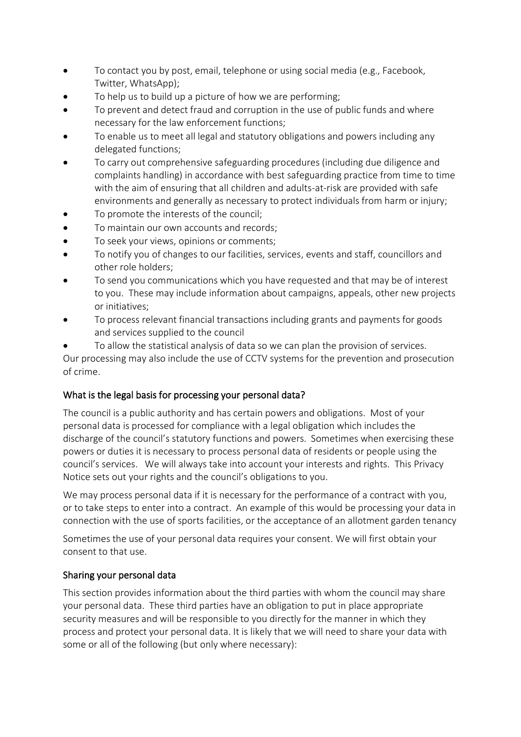- To contact you by post, email, telephone or using social media (e.g., Facebook, Twitter, WhatsApp);
- To help us to build up a picture of how we are performing;
- To prevent and detect fraud and corruption in the use of public funds and where necessary for the law enforcement functions;
- To enable us to meet all legal and statutory obligations and powers including any delegated functions;
- To carry out comprehensive safeguarding procedures (including due diligence and complaints handling) in accordance with best safeguarding practice from time to time with the aim of ensuring that all children and adults-at-risk are provided with safe environments and generally as necessary to protect individuals from harm or injury;
- To promote the interests of the council;
- To maintain our own accounts and records;
- To seek your views, opinions or comments;
- To notify you of changes to our facilities, services, events and staff, councillors and other role holders;
- To send you communications which you have requested and that may be of interest to you. These may include information about campaigns, appeals, other new projects or initiatives;
- To process relevant financial transactions including grants and payments for goods and services supplied to the council
- To allow the statistical analysis of data so we can plan the provision of services.

Our processing may also include the use of CCTV systems for the prevention and prosecution of crime.

## What is the legal basis for processing your personal data?

The council is a public authority and has certain powers and obligations. Most of your personal data is processed for compliance with a legal obligation which includes the discharge of the council's statutory functions and powers. Sometimes when exercising these powers or duties it is necessary to process personal data of residents or people using the council's services. We will always take into account your interests and rights. This Privacy Notice sets out your rights and the council's obligations to you.

We may process personal data if it is necessary for the performance of a contract with you, or to take steps to enter into a contract. An example of this would be processing your data in connection with the use of sports facilities, or the acceptance of an allotment garden tenancy

Sometimes the use of your personal data requires your consent. We will first obtain your consent to that use.

## Sharing your personal data

This section provides information about the third parties with whom the council may share your personal data. These third parties have an obligation to put in place appropriate security measures and will be responsible to you directly for the manner in which they process and protect your personal data. It is likely that we will need to share your data with some or all of the following (but only where necessary):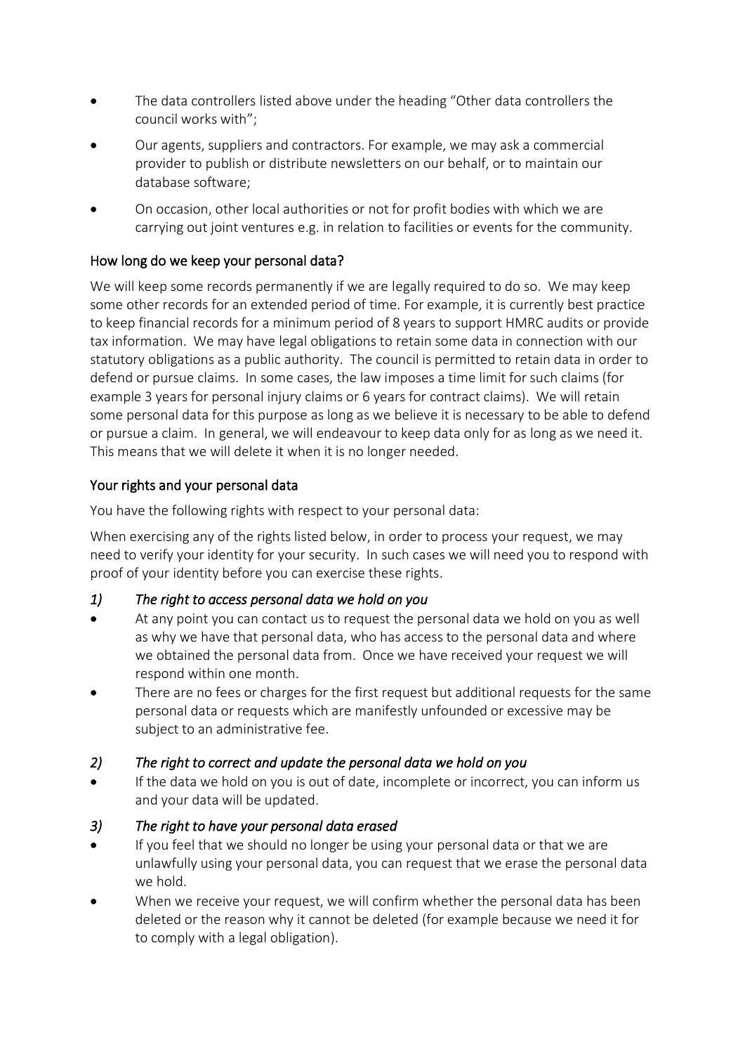- The data controllers listed above under the heading "Other data controllers the council works with";
- Our agents, suppliers and contractors. For example, we may ask a commercial provider to publish or distribute newsletters on our behalf, or to maintain our database software;
- On occasion, other local authorities or not for profit bodies with which we are carrying out joint ventures e.g. in relation to facilities or events for the community.

## How long do we keep your personal data?

We will keep some records permanently if we are legally required to do so. We may keep some other records for an extended period of time. For example, it is currently best practice to keep financial records for a minimum period of 8 years to support HMRC audits or provide tax information. We may have legal obligations to retain some data in connection with our statutory obligations as a public authority. The council is permitted to retain data in order to defend or pursue claims. In some cases, the law imposes a time limit for such claims (for example 3 years for personal injury claims or 6 years for contract claims). We will retain some personal data for this purpose as long as we believe it is necessary to be able to defend or pursue a claim. In general, we will endeavour to keep data only for as long as we need it. This means that we will delete it when it is no longer needed.

## Your rights and your personal data

You have the following rights with respect to your personal data:

When exercising any of the rights listed below, in order to process your request, we may need to verify your identity for your security. In such cases we will need you to respond with proof of your identity before you can exercise these rights.

### *1) The right to access personal data we hold on you*

- At any point you can contact us to request the personal data we hold on you as well as why we have that personal data, who has access to the personal data and where we obtained the personal data from. Once we have received your request we will respond within one month.
- There are no fees or charges for the first request but additional requests for the same personal data or requests which are manifestly unfounded or excessive may be subject to an administrative fee.

### *2) The right to correct and update the personal data we hold on you*

- If the data we hold on you is out of date, incomplete or incorrect, you can inform us and your data will be updated.

### *3) The right to have your personal data erased*

- If you feel that we should no longer be using your personal data or that we are unlawfully using your personal data, you can request that we erase the personal data we hold.
- When we receive your request, we will confirm whether the personal data has been deleted or the reason why it cannot be deleted (for example because we need it for to comply with a legal obligation).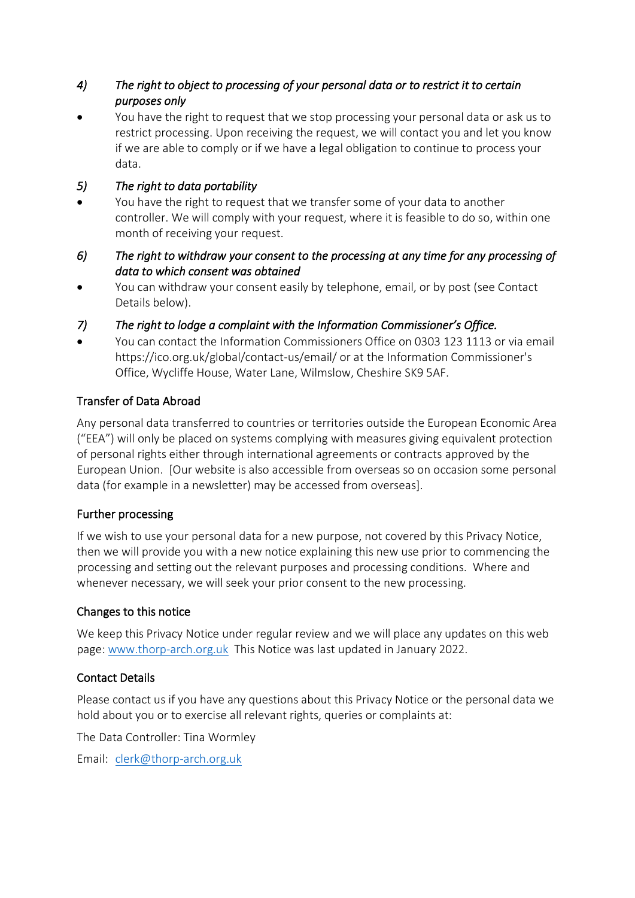*4) The right to object to processing of your personal data or to restrict it to certain purposes only*

- You have the right to request that we stop processing your personal data or ask us to restrict processing. Upon receiving the request, we will contact you and let you know if we are able to comply or if we have a legal obligation to continue to process your data.

*5) The right to data portability*

- You have the right to request that we transfer some of your data to another controller. We will comply with your request, where it is feasible to do so, within one month of receiving your request.

*6) The right to withdraw your consent to the processing at any time for any processing of data to which consent was obtained*

- You can withdraw your consent easily by telephone, email, or by post (see Contact Details below).

*7) The right to lodge a complaint with the Information Commissioner's Office.*

- You can contact the Information Commissioners Office on 0303 123 1113 or via email https://ico.org.uk/global/contact-us/email/ or at the Information Commissioner's Office, Wycliffe House, Water Lane, Wilmslow, Cheshire SK9 5AF.

## Transfer of Data Abroad

Any personal data transferred to countries or territories outside the European Economic Area ("EEA") will only be placed on systems complying with measures giving equivalent protection of personal rights either through international agreements or contracts approved by the European Union. [Our website is also accessible from overseas so on occasion some personal data (for example in a newsletter) may be accessed from overseas].

## Further processing

If we wish to use your personal data for a new purpose, not covered by this Privacy Notice, then we will provide you with a new notice explaining this new use prior to commencing the processing and setting out the relevant purposes and processing conditions. Where and whenever necessary, we will seek your prior consent to the new processing.

## Changes to this notice

We keep this Privacy Notice under regular review and we will place any updates on this web page: [www.thorp-arch.org.uk](http://www.thorp-arch.org.uk) This Notice was last updated in January 2022.

## Contact Details

Please contact us if you have any questions about this Privacy Notice or the personal data we hold about you or to exercise all relevant rights, queries or complaints at:

The Data Controller: Tina Wormley

Email: [clerk@thorp-arch.org.uk](mailto:clerk@thorp-arch.org.uk)